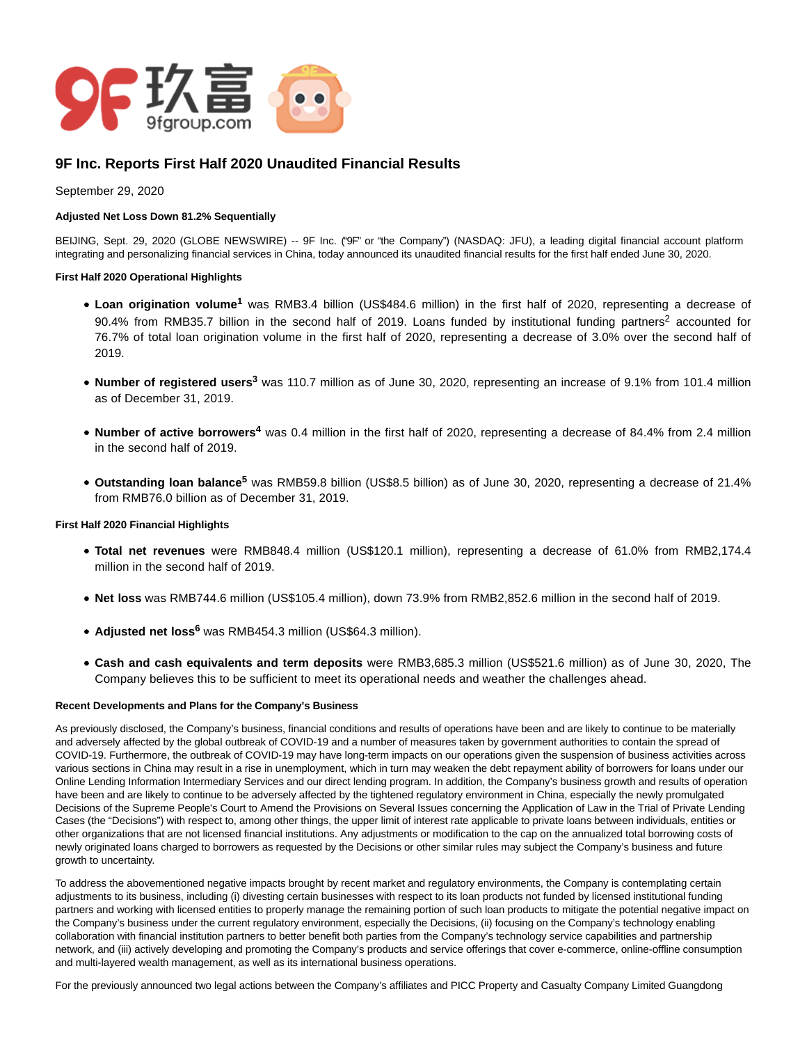# 9F Inc. Reports First Half 2020 Unaudited Financial Results

September 29, 2020

**Adjusted Net Loss Down 81.2% Sequentially**

BEIJING, Sept. 29, 2020 (GLOBE NEWSWIRE) -- 9F Inc. ("9F" or "the Company") (NASDAQ: JFU), a leading digital financial account platform integrating and personalizing financial services in China, today announced its unaudited financial results for the first half ended June 30, 2020.

**First Half 2020 Operational Highlights**

- **Loan origination volume**[1] was RMB3.4 billion (US$484.6 million) in the first half of 2020, representing a decrease of 90.4% from RMB35.7 billion in the second half of 2019. Loans funded by institutional funding partners[2] accounted for 76.7% of total loan origination volume in the first half of 2020, representing a decrease of 3.0% over the second half of 2019.
- **Number of registered users**[3] was 110.7 million as of June 30, 2020, representing an increase of 9.1% from 101.4 million as of December 31, 2019.
- **Number of active borrowers**[4] was 0.4 million in the first half of 2020, representing a decrease of 84.4% from 2.4 million in the second half of 2019.
- **Outstanding loan balance**[5] was RMB59.8 billion (US$8.5 billion) as of June 30, 2020, representing a decrease of 21.4% from RMB76.0 billion as of December 31, 2019.

**First Half 2020 Financial Highlights**

- **Total net revenues** were RMB848.4 million (US$120.1 million), representing a decrease of 61.0% from RMB2,174.4 million in the second half of 2019.
- **Net loss** was RMB744.6 million (US$105.4 million), down 73.9% from RMB2,852.6 million in the second half of 2019.
- **Adjusted net loss**[6] was RMB454.3 million (US$64.3 million).
- **Cash and cash equivalents and term deposits** were RMB3,685.3 million (US$521.6 million) as of June 30, 2020, The Company believes this to be sufficient to meet its operational needs and weather the challenges ahead.

**Recent Developments and Plans for the Company's Business**

As previously disclosed, the Company's business, financial conditions and results of operations have been and are likely to continue to be materially and adversely affected by the global outbreak of COVID-19 and a number of measures taken by government authorities to contain the spread of COVID-19. Furthermore, the outbreak of COVID-19 may have long-term impacts on our operations given the suspension of business activities across various sections in China may result in a rise in unemployment, which in turn may weaken the debt repayment ability of borrowers for loans under our Online Lending Information Intermediary Services and our direct lending program. In addition, the Company's business growth and results of operation have been and are likely to continue to be adversely affected by the tightened regulatory environment in China, especially the newly promulgated Decisions of the Supreme People's Court to Amend the Provisions on Several Issues concerning the Application of Law in the Trial of Private Lending Cases (the "Decisions") with respect to, among other things, the upper limit of interest rate applicable to private loans between individuals, entities or other organizations that are not licensed financial institutions. Any adjustments or modification to the cap on the annualized total borrowing costs of newly originated loans charged to borrowers as requested by the Decisions or other similar rules may subject the Company's business and future growth to uncertainty.

To address the abovementioned negative impacts brought by recent market and regulatory environments, the Company is contemplating certain adjustments to its business, including (i) divesting certain businesses with respect to its loan products not funded by licensed institutional funding partners and working with licensed entities to properly manage the remaining portion of such loan products to mitigate the potential negative impact on the Company's business under the current regulatory environment, especially the Decisions, (ii) focusing on the Company's technology enabling collaboration with financial institution partners to better benefit both parties from the Company's technology service capabilities and partnership network, and (iii) actively developing and promoting the Company's products and service offerings that cover e-commerce, online-offline consumption and multi-layered wealth management, as well as its international business operations.

For the previously announced two legal actions between the Company's affiliates and PICC Property and Casualty Company Limited Guangdong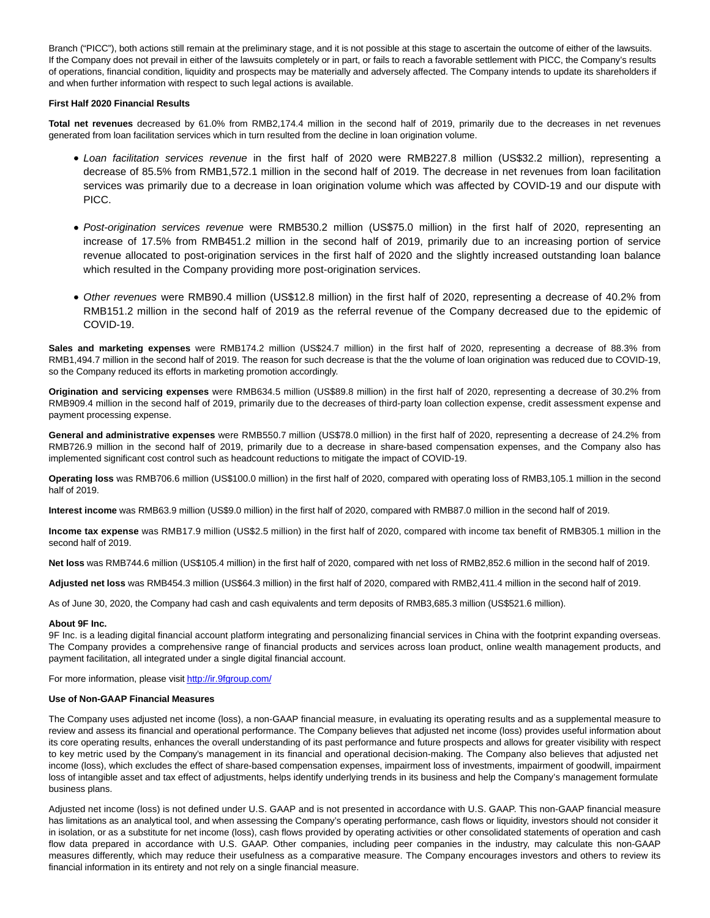Branch ("PICC"), both actions still remain at the preliminary stage, and it is not possible at this stage to ascertain the outcome of either of the lawsuits. If the Company does not prevail in either of the lawsuits completely or in part, or fails to reach a favorable settlement with PICC, the Company's results of operations, financial condition, liquidity and prospects may be materially and adversely affected. The Company intends to update its shareholders if and when further information with respect to such legal actions is available.

**First Half 2020 Financial Results**

**Total net revenues** decreased by 61.0% from RMB2,174.4 million in the second half of 2019, primarily due to the decreases in net revenues generated from loan facilitation services which in turn resulted from the decline in loan origination volume.

- *Loan facilitation services revenue* in the first half of 2020 were RMB227.8 million (US$32.2 million), representing a decrease of 85.5% from RMB1,572.1 million in the second half of 2019. The decrease in net revenues from loan facilitation services was primarily due to a decrease in loan origination volume which was affected by COVID-19 and our dispute with PICC.

- *Post-origination services revenue* were RMB530.2 million (US$75.0 million) in the first half of 2020, representing an increase of 17.5% from RMB451.2 million in the second half of 2019, primarily due to an increasing portion of service revenue allocated to post-origination services in the first half of 2020 and the slightly increased outstanding loan balance which resulted in the Company providing more post-origination services.

- *Other revenues* were RMB90.4 million (US$12.8 million) in the first half of 2020, representing a decrease of 40.2% from RMB151.2 million in the second half of 2019 as the referral revenue of the Company decreased due to the epidemic of COVID-19.

**Sales and marketing expenses** were RMB174.2 million (US$24.7 million) in the first half of 2020, representing a decrease of 88.3% from RMB1,494.7 million in the second half of 2019. The reason for such decrease is that the the volume of loan origination was reduced due to COVID-19, so the Company reduced its efforts in marketing promotion accordingly.

**Origination and servicing expenses** were RMB634.5 million (US$89.8 million) in the first half of 2020, representing a decrease of 30.2% from RMB909.4 million in the second half of 2019, primarily due to the decreases of third-party loan collection expense, credit assessment expense and payment processing expense.

**General and administrative expenses** were RMB550.7 million (US$78.0 million) in the first half of 2020, representing a decrease of 24.2% from RMB726.9 million in the second half of 2019, primarily due to a decrease in share-based compensation expenses, and the Company also has implemented significant cost control such as headcount reductions to mitigate the impact of COVID-19.

**Operating loss** was RMB706.6 million (US$100.0 million) in the first half of 2020, compared with operating loss of RMB3,105.1 million in the second half of 2019.

**Interest income** was RMB63.9 million (US$9.0 million) in the first half of 2020, compared with RMB87.0 million in the second half of 2019.

**Income tax expense** was RMB17.9 million (US$2.5 million) in the first half of 2020, compared with income tax benefit of RMB305.1 million in the second half of 2019.

**Net loss** was RMB744.6 million (US$105.4 million) in the first half of 2020, compared with net loss of RMB2,852.6 million in the second half of 2019.

**Adjusted net loss** was RMB454.3 million (US$64.3 million) in the first half of 2020, compared with RMB2,411.4 million in the second half of 2019.

As of June 30, 2020, the Company had cash and cash equivalents and term deposits of RMB3,685.3 million (US$521.6 million).

**About 9F Inc.**

9F Inc. is a leading digital financial account platform integrating and personalizing financial services in China with the footprint expanding overseas. The Company provides a comprehensive range of financial products and services across loan product, online wealth management products, and payment facilitation, all integrated under a single digital financial account.

For more information, please visit http://ir.9fgroup.com/

**Use of Non-GAAP Financial Measures**

The Company uses adjusted net income (loss), a non-GAAP financial measure, in evaluating its operating results and as a supplemental measure to review and assess its financial and operational performance. The Company believes that adjusted net income (loss) provides useful information about its core operating results, enhances the overall understanding of its past performance and future prospects and allows for greater visibility with respect to key metric used by the Company's management in its financial and operational decision-making. The Company also believes that adjusted net income (loss), which excludes the effect of share-based compensation expenses, impairment loss of investments, impairment of goodwill, impairment loss of intangible asset and tax effect of adjustments, helps identify underlying trends in its business and help the Company's management formulate business plans.

Adjusted net income (loss) is not defined under U.S. GAAP and is not presented in accordance with U.S. GAAP. This non-GAAP financial measure has limitations as an analytical tool, and when assessing the Company's operating performance, cash flows or liquidity, investors should not consider it in isolation, or as a substitute for net income (loss), cash flows provided by operating activities or other consolidated statements of operation and cash flow data prepared in accordance with U.S. GAAP. Other companies, including peer companies in the industry, may calculate this non-GAAP measures differently, which may reduce their usefulness as a comparative measure. The Company encourages investors and others to review its financial information in its entirety and not rely on a single financial measure.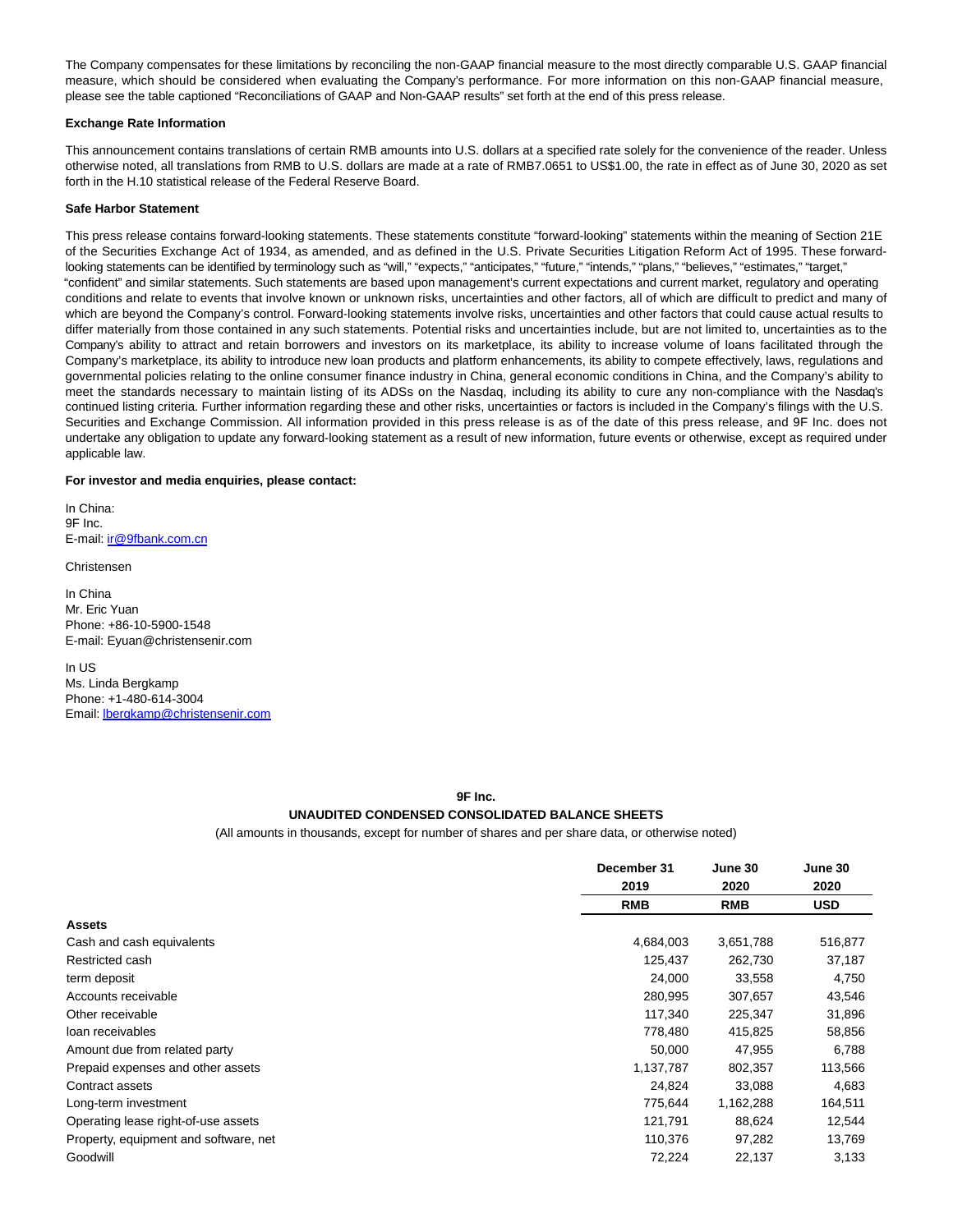The Company compensates for these limitations by reconciling the non-GAAP financial measure to the most directly comparable U.S. GAAP financial measure, which should be considered when evaluating the Company's performance. For more information on this non-GAAP financial measure, please see the table captioned "Reconciliations of GAAP and Non-GAAP results" set forth at the end of this press release.

**Exchange Rate Information**

This announcement contains translations of certain RMB amounts into U.S. dollars at a specified rate solely for the convenience of the reader. Unless otherwise noted, all translations from RMB to U.S. dollars are made at a rate of RMB7.0651 to US$1.00, the rate in effect as of June 30, 2020 as set forth in the H.10 statistical release of the Federal Reserve Board.

**Safe Harbor Statement**

This press release contains forward-looking statements. These statements constitute "forward-looking" statements within the meaning of Section 21E of the Securities Exchange Act of 1934, as amended, and as defined in the U.S. Private Securities Litigation Reform Act of 1995. These forward-looking statements can be identified by terminology such as "will," "expects," "anticipates," "future," "intends," "plans," "believes," "estimates," "target," "confident" and similar statements. Such statements are based upon management's current expectations and current market, regulatory and operating conditions and relate to events that involve known or unknown risks, uncertainties and other factors, all of which are difficult to predict and many of which are beyond the Company's control. Forward-looking statements involve risks, uncertainties and other factors that could cause actual results to differ materially from those contained in any such statements. Potential risks and uncertainties include, but are not limited to, uncertainties as to the Company's ability to attract and retain borrowers and investors on its marketplace, its ability to increase volume of loans facilitated through the Company's marketplace, its ability to introduce new loan products and platform enhancements, its ability to compete effectively, laws, regulations and governmental policies relating to the online consumer finance industry in China, general economic conditions in China, and the Company's ability to meet the standards necessary to maintain listing of its ADSs on the Nasdaq, including its ability to cure any non-compliance with the Nasdaq's continued listing criteria. Further information regarding these and other risks, uncertainties or factors is included in the Company's filings with the U.S. Securities and Exchange Commission. All information provided in this press release is as of the date of this press release, and 9F Inc. does not undertake any obligation to update any forward-looking statement as a result of new information, future events or otherwise, except as required under applicable law.

**For investor and media enquiries, please contact:**

In China:
9F Inc.
E-mail: ir@9fbank.com.cn

Christensen

In China
Mr. Eric Yuan
Phone: +86-10-5900-1548
E-mail: Eyuan@christensenir.com

In US
Ms. Linda Bergkamp
Phone: +1-480-614-3004
Email: lbergkamp@christensenir.com

**9F Inc.**

**UNAUDITED CONDENSED CONSOLIDATED BALANCE SHEETS**

(All amounts in thousands, except for number of shares and per share data, or otherwise noted)

| | December 31 2019 | June 30 2020 | June 30 2020 |
|---|---|---|---|
| | RMB | RMB | USD |
| **Assets** | | | |
| Cash and cash equivalents | 4,684,003 | 3,651,788 | 516,877 |
| Restricted cash | 125,437 | 262,730 | 37,187 |
| term deposit | 24,000 | 33,558 | 4,750 |
| Accounts receivable | 280,995 | 307,657 | 43,546 |
| Other receivable | 117,340 | 225,347 | 31,896 |
| loan receivables | 778,480 | 415,825 | 58,856 |
| Amount due from related party | 50,000 | 47,955 | 6,788 |
| Prepaid expenses and other assets | 1,137,787 | 802,357 | 113,566 |
| Contract assets | 24,824 | 33,088 | 4,683 |
| Long-term investment | 775,644 | 1,162,288 | 164,511 |
| Operating lease right-of-use assets | 121,791 | 88,624 | 12,544 |
| Property, equipment and software, net | 110,376 | 97,282 | 13,769 |
| Goodwill | 72,224 | 22,137 | 3,133 |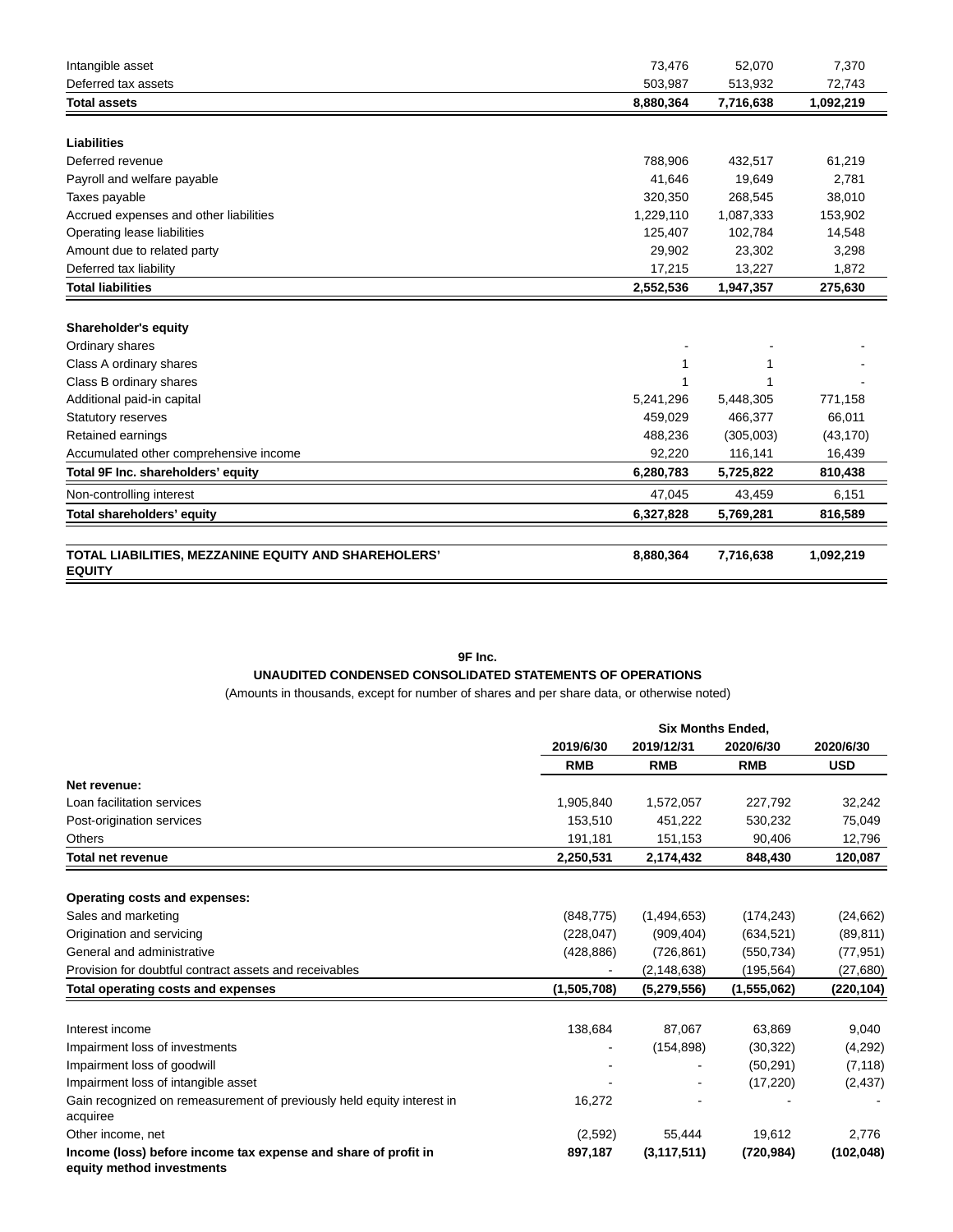| | | | |
|---|---|---|---|
| Intangible asset | 73,476 | 52,070 | 7,370 |
| Deferred tax assets | 503,987 | 513,932 | 72,743 |
| **Total assets** | **8,880,364** | **7,716,638** | **1,092,219** |
| | | | |
| **Liabilities** | | | |
| Deferred revenue | 788,906 | 432,517 | 61,219 |
| Payroll and welfare payable | 41,646 | 19,649 | 2,781 |
| Taxes payable | 320,350 | 268,545 | 38,010 |
| Accrued expenses and other liabilities | 1,229,110 | 1,087,333 | 153,902 |
| Operating lease liabilities | 125,407 | 102,784 | 14,548 |
| Amount due to related party | 29,902 | 23,302 | 3,298 |
| Deferred tax liability | 17,215 | 13,227 | 1,872 |
| **Total liabilities** | **2,552,536** | **1,947,357** | **275,630** |
| | | | |
| **Shareholder's equity** | | | |
| Ordinary shares | - | - | - |
| Class A ordinary shares | 1 | 1 | - |
| Class B ordinary shares | 1 | 1 | - |
| Additional paid-in capital | 5,241,296 | 5,448,305 | 771,158 |
| Statutory reserves | 459,029 | 466,377 | 66,011 |
| Retained earnings | 488,236 | (305,003) | (43,170) |
| Accumulated other comprehensive income | 92,220 | 116,141 | 16,439 |
| **Total 9F Inc. shareholders' equity** | **6,280,783** | **5,725,822** | **810,438** |
| Non-controlling interest | 47,045 | 43,459 | 6,151 |
| **Total shareholders' equity** | **6,327,828** | **5,769,281** | **816,589** |
| | | | |
| **TOTAL LIABILITIES, MEZZANINE EQUITY AND SHAREHOLERS' EQUITY** | **8,880,364** | **7,716,638** | **1,092,219** |

**9F Inc.**

**UNAUDITED CONDENSED CONSOLIDATED STATEMENTS OF OPERATIONS**

(Amounts in thousands, except for number of shares and per share data, or otherwise noted)

| | Six Months Ended, | | | |
|---|---|---|---|---|
| | **2019/6/30** | **2019/12/31** | **2020/6/30** | **2020/6/30** |
| | **RMB** | **RMB** | **RMB** | **USD** |
| **Net revenue:** | | | | |
| Loan facilitation services | 1,905,840 | 1,572,057 | 227,792 | 32,242 |
| Post-origination services | 153,510 | 451,222 | 530,232 | 75,049 |
| Others | 191,181 | 151,153 | 90,406 | 12,796 |
| **Total net revenue** | **2,250,531** | **2,174,432** | **848,430** | **120,087** |
| | | | | |
| **Operating costs and expenses:** | | | | |
| Sales and marketing | (848,775) | (1,494,653) | (174,243) | (24,662) |
| Origination and servicing | (228,047) | (909,404) | (634,521) | (89,811) |
| General and administrative | (428,886) | (726,861) | (550,734) | (77,951) |
| Provision for doubtful contract assets and receivables | - | (2,148,638) | (195,564) | (27,680) |
| **Total operating costs and expenses** | **(1,505,708)** | **(5,279,556)** | **(1,555,062)** | **(220,104)** |
| | | | | |
| Interest income | 138,684 | 87,067 | 63,869 | 9,040 |
| Impairment loss of investments | - | (154,898) | (30,322) | (4,292) |
| Impairment loss of goodwill | - | - | (50,291) | (7,118) |
| Impairment loss of intangible asset | - | - | (17,220) | (2,437) |
| Gain recognized on remeasurement of previously held equity interest in acquiree | 16,272 | - | - | - |
| Other income, net | (2,592) | 55,444 | 19,612 | 2,776 |
| **Income (loss) before income tax expense and share of profit in equity method investments** | **897,187** | **(3,117,511)** | **(720,984)** | **(102,048)** |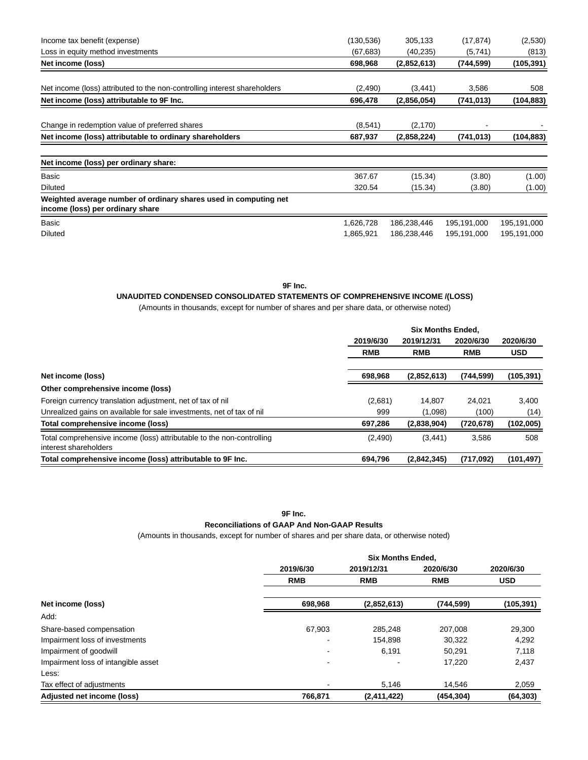| | | | | |
|---|---|---|---|---|
| Income tax benefit (expense) | (130,536) | 305,133 | (17,874) | (2,530) |
| Loss in equity method investments | (67,683) | (40,235) | (5,741) | (813) |
| **Net income (loss)** | **698,968** | **(2,852,613)** | **(744,599)** | **(105,391)** |
| Net income (loss) attributed to the non-controlling interest shareholders | (2,490) | (3,441) | 3,586 | 508 |
| **Net income (loss) attributable to 9F Inc.** | **696,478** | **(2,856,054)** | **(741,013)** | **(104,883)** |
| Change in redemption value of preferred shares | (8,541) | (2,170) | - | - |
| **Net income (loss) attributable to ordinary shareholders** | **687,937** | **(2,858,224)** | **(741,013)** | **(104,883)** |
| **Net income (loss) per ordinary share:** | | | | |
| Basic | 367.67 | (15.34) | (3.80) | (1.00) |
| Diluted | 320.54 | (15.34) | (3.80) | (1.00) |
| **Weighted average number of ordinary shares used in computing net income (loss) per ordinary share** | | | | |
| Basic | 1,626,728 | 186,238,446 | 195,191,000 | 195,191,000 |
| Diluted | 1,865,921 | 186,238,446 | 195,191,000 | 195,191,000 |

**9F Inc.**

**UNAUDITED CONDENSED CONSOLIDATED STATEMENTS OF COMPREHENSIVE INCOME /(LOSS)**

(Amounts in thousands, except for number of shares and per share data, or otherwise noted)

| | Six Months Ended, | | | |
|---|---|---|---|---|
| | **2019/6/30** | **2019/12/31** | **2020/6/30** | **2020/6/30** |
| | **RMB** | **RMB** | **RMB** | **USD** |
| **Net income (loss)** | **698,968** | **(2,852,613)** | **(744,599)** | **(105,391)** |
| **Other comprehensive income (loss)** | | | | |
| Foreign currency translation adjustment, net of tax of nil | (2,681) | 14,807 | 24,021 | 3,400 |
| Unrealized gains on available for sale investments, net of tax of nil | 999 | (1,098) | (100) | (14) |
| **Total comprehensive income (loss)** | **697,286** | **(2,838,904)** | **(720,678)** | **(102,005)** |
| Total comprehensive income (loss) attributable to the non-controlling interest shareholders | (2,490) | (3,441) | 3,586 | 508 |
| **Total comprehensive income (loss) attributable to 9F Inc.** | **694,796** | **(2,842,345)** | **(717,092)** | **(101,497)** |

**9F Inc.**

**Reconciliations of GAAP And Non-GAAP Results**

(Amounts in thousands, except for number of shares and per share data, or otherwise noted)

| | Six Months Ended, | | | |
|---|---|---|---|---|
| | **2019/6/30** | **2019/12/31** | **2020/6/30** | **2020/6/30** |
| | **RMB** | **RMB** | **RMB** | **USD** |
| **Net income (loss)** | **698,968** | **(2,852,613)** | **(744,599)** | **(105,391)** |
| Add: | | | | |
| Share-based compensation | 67,903 | 285,248 | 207,008 | 29,300 |
| Impairment loss of investments | - | 154,898 | 30,322 | 4,292 |
| Impairment of goodwill | - | 6,191 | 50,291 | 7,118 |
| Impairment loss of intangible asset | - | - | 17,220 | 2,437 |
| Less: | | | | |
| Tax effect of adjustments | - | 5,146 | 14,546 | 2,059 |
| **Adjusted net income (loss)** | **766,871** | **(2,411,422)** | **(454,304)** | **(64,303)** |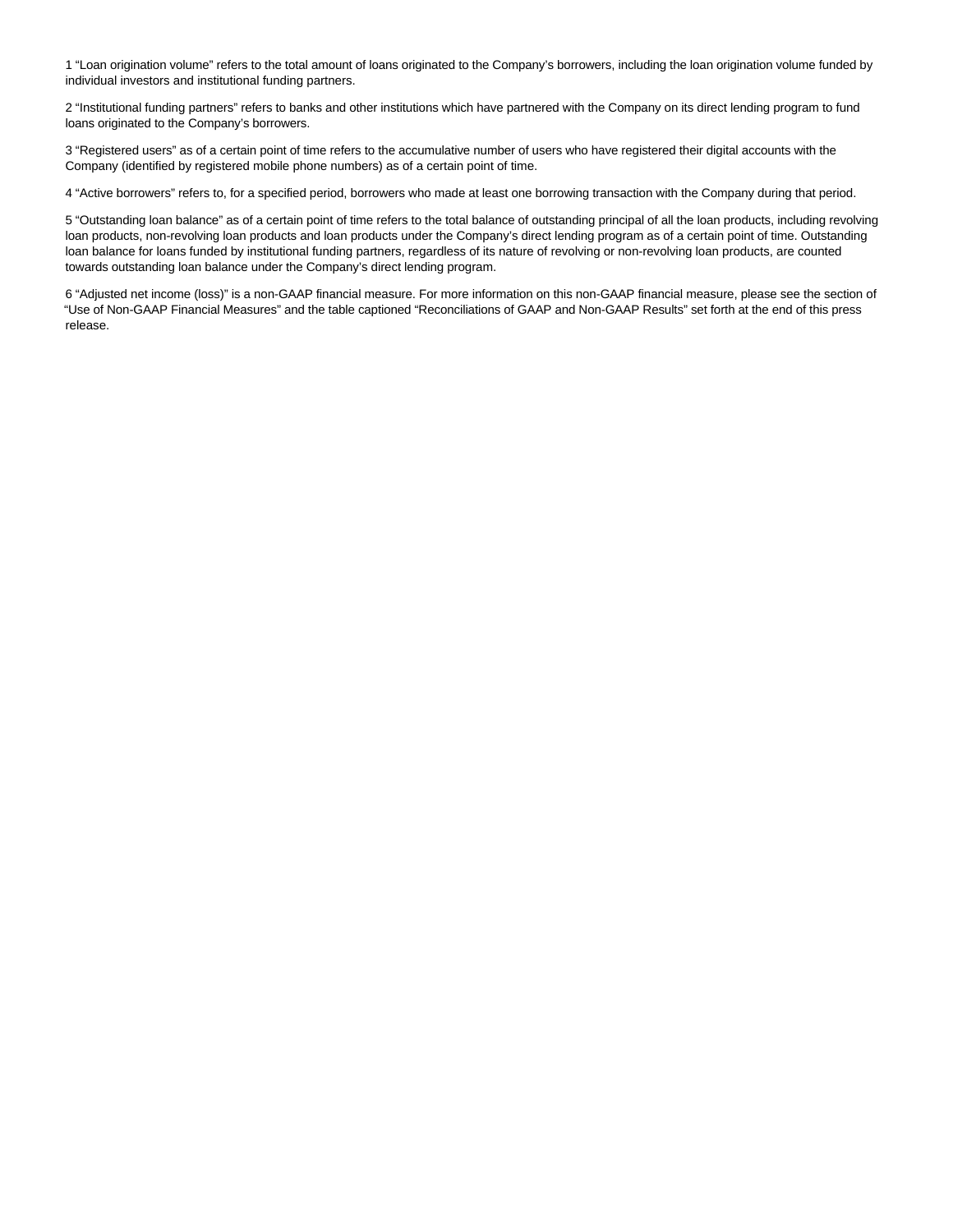1 “Loan origination volume” refers to the total amount of loans originated to the Company’s borrowers, including the loan origination volume funded by individual investors and institutional funding partners.

2 “Institutional funding partners” refers to banks and other institutions which have partnered with the Company on its direct lending program to fund loans originated to the Company’s borrowers.

3 “Registered users” as of a certain point of time refers to the accumulative number of users who have registered their digital accounts with the Company (identified by registered mobile phone numbers) as of a certain point of time.

4 “Active borrowers” refers to, for a specified period, borrowers who made at least one borrowing transaction with the Company during that period.

5 “Outstanding loan balance” as of a certain point of time refers to the total balance of outstanding principal of all the loan products, including revolving loan products, non-revolving loan products and loan products under the Company’s direct lending program as of a certain point of time. Outstanding loan balance for loans funded by institutional funding partners, regardless of its nature of revolving or non-revolving loan products, are counted towards outstanding loan balance under the Company’s direct lending program.

6 “Adjusted net income (loss)” is a non-GAAP financial measure. For more information on this non-GAAP financial measure, please see the section of “Use of Non-GAAP Financial Measures” and the table captioned “Reconciliations of GAAP and Non-GAAP Results” set forth at the end of this press release.